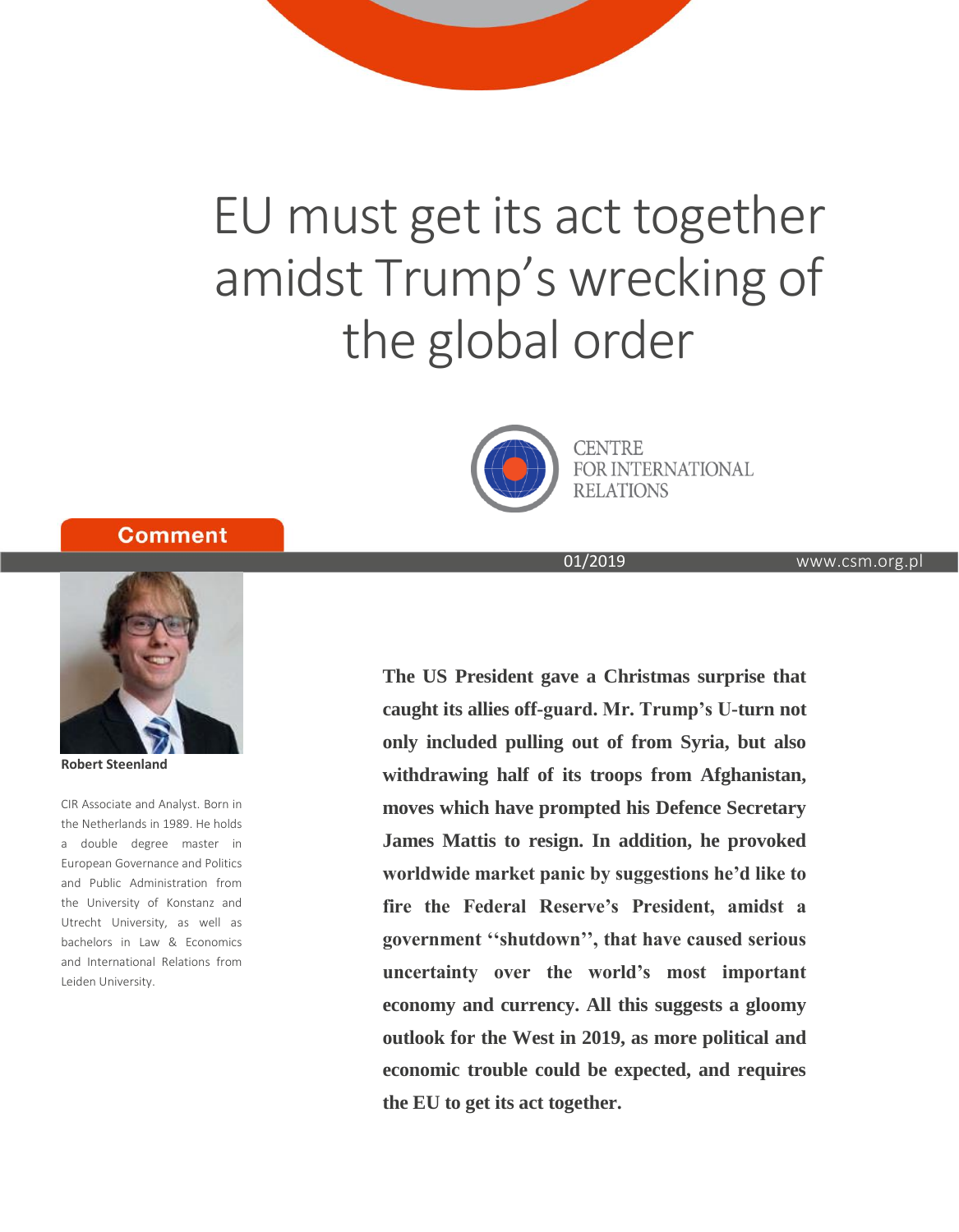# EU must get its act together amidst Trump's wrecking of the global order

CENTRE FOR INTERNATIONAL RELATIONS

**Comment**

01/2019 www.csm.org.pl

**Robert Steenland**

CIR Associate and Analyst. Born in the Netherlands in 1989. He holds a double degree master in European Governance and Politics and Public Administration from the University of Konstanz and Utrecht University, as well as bachelors in Law & Economics and International Relations from Leiden University.

**The US President gave a Christmas surprise that caught its allies off-guard. Mr. Trump's U-turn not only included pulling out of from Syria, but also withdrawing half of its troops from Afghanistan, moves which have prompted his Defence Secretary James Mattis to resign. In addition, he provoked worldwide market panic by suggestions he'd like to fire the Federal Reserve's President, amidst a government ''shutdown'', that have caused serious uncertainty over the world's most important economy and currency. All this suggests a gloomy outlook for the West in 2019, as more political and economic trouble could be expected, and requires the EU to get its act together.**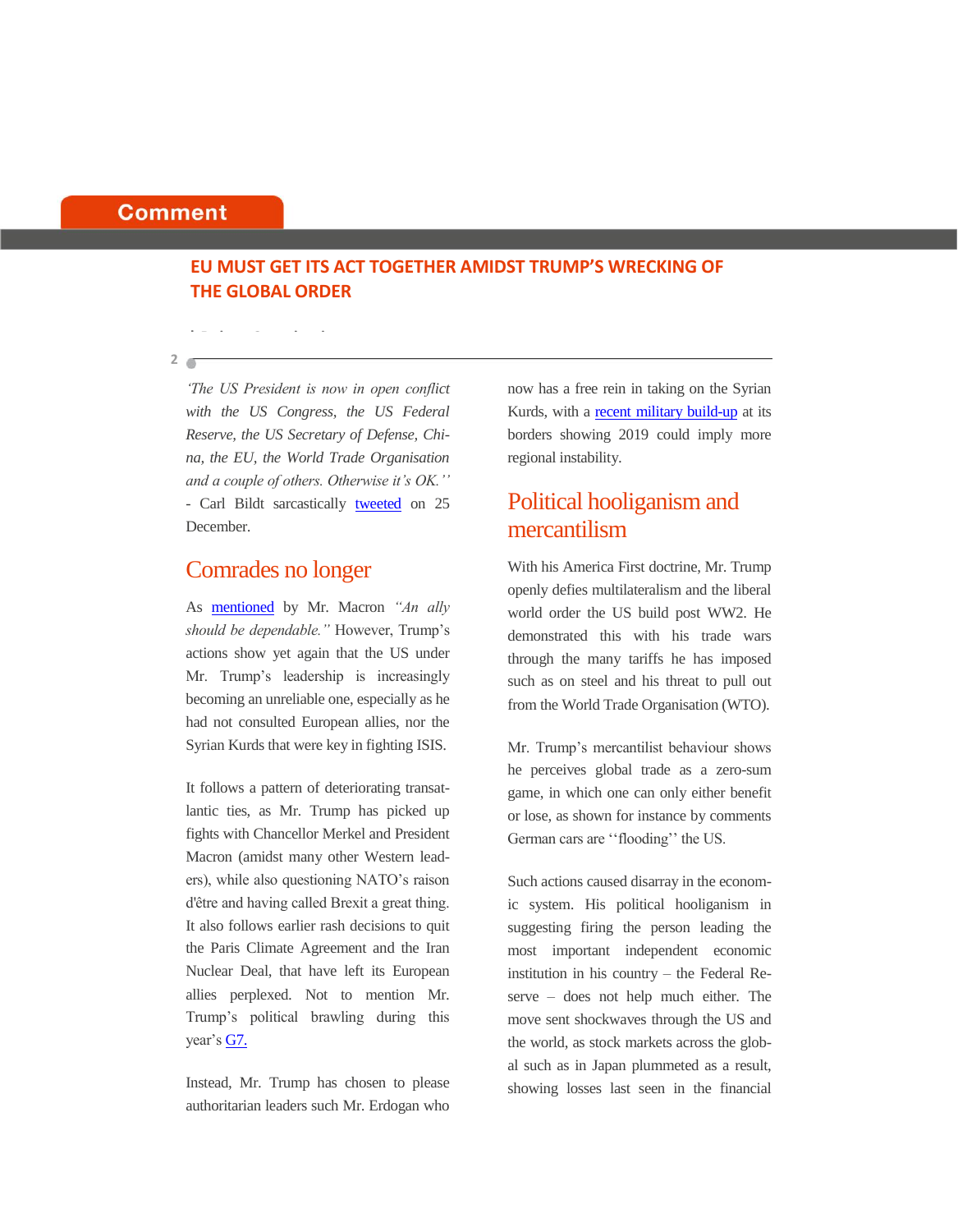Comment

# EU MUST GET ITS ACT TOGETHER AMIDST TRUMP'S WRECKING OF THE GLOBAL ORDER

*'The US President is now in open conflict with the US Congress, the US Federal Reserve, the US Secretary of Defense, China, the EU, the World Trade Organisation and a couple of others. Otherwise it's OK.''* - Carl Bildt sarcastically tweeted on 25 December.

## Comrades no longer

As mentioned by Mr. Macron *"An ally should be dependable."* However, Trump's actions show yet again that the US under Mr. Trump's leadership is increasingly becoming an unreliable one, especially as he had not consulted European allies, nor the Syrian Kurds that were key in fighting ISIS.

It follows a pattern of deteriorating transatlantic ties, as Mr. Trump has picked up fights with Chancellor Merkel and President Macron (amidst many other Western leaders), while also questioning NATO's raison d'être and having called Brexit a great thing. It also follows earlier rash decisions to quit the Paris Climate Agreement and the Iran Nuclear Deal, that have left its European allies perplexed. Not to mention Mr. Trump's political brawling during this year's G7.

Instead, Mr. Trump has chosen to please authoritarian leaders such Mr. Erdogan who now has a free rein in taking on the Syrian Kurds, with a recent military build-up at its borders showing 2019 could imply more regional instability.

## Political hooliganism and mercantilism

With his America First doctrine, Mr. Trump openly defies multilateralism and the liberal world order the US build post WW2. He demonstrated this with his trade wars through the many tariffs he has imposed such as on steel and his threat to pull out from the World Trade Organisation (WTO).

Mr. Trump's mercantilist behaviour shows he perceives global trade as a zero-sum game, in which one can only either benefit or lose, as shown for instance by comments German cars are ''flooding'' the US.

Such actions caused disarray in the economic system. His political hooliganism in suggesting firing the person leading the most important independent economic institution in his country – the Federal Reserve – does not help much either. The move sent shockwaves through the US and the world, as stock markets across the global such as in Japan plummeted as a result, showing losses last seen in the financial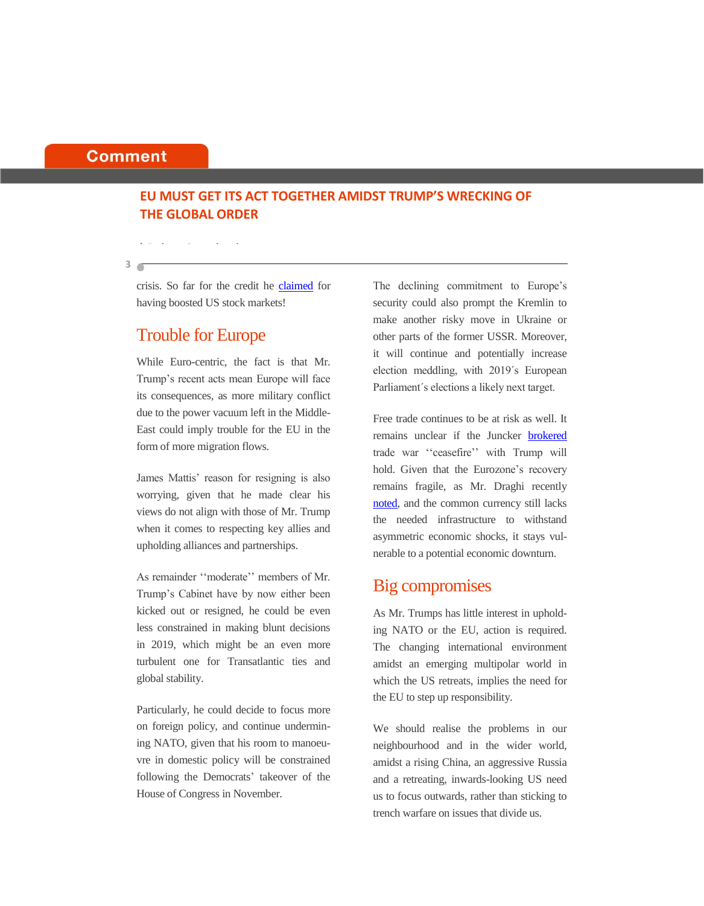crisis. So far for the credit he claimed for having boosted US stock markets!

## Trouble for Europe

While Euro-centric, the fact is that Mr. Trump's recent acts mean Europe will face its consequences, as more military conflict due to the power vacuum left in the Middle-East could imply trouble for the EU in the form of more migration flows.

James Mattis' reason for resigning is also worrying, given that he made clear his views do not align with those of Mr. Trump when it comes to respecting key allies and upholding alliances and partnerships.

As remainder ''moderate'' members of Mr. Trump's Cabinet have by now either been kicked out or resigned, he could be even less constrained in making blunt decisions in 2019, which might be an even more turbulent one for Transatlantic ties and global stability.

Particularly, he could decide to focus more on foreign policy, and continue undermining NATO, given that his room to manoeuvre in domestic policy will be constrained following the Democrats' takeover of the House of Congress in November.

The declining commitment to Europe's security could also prompt the Kremlin to make another risky move in Ukraine or other parts of the former USSR. Moreover, it will continue and potentially increase election meddling, with 2019´s European Parliament´s elections a likely next target.

Free trade continues to be at risk as well. It remains unclear if the Juncker brokered trade war ''ceasefire'' with Trump will hold. Given that the Eurozone's recovery remains fragile, as Mr. Draghi recently noted, and the common currency still lacks the needed infrastructure to withstand asymmetric economic shocks, it stays vulnerable to a potential economic downturn.

## Big compromises

As Mr. Trumps has little interest in upholding NATO or the EU, action is required. The changing international environment amidst an emerging multipolar world in which the US retreats, implies the need for the EU to step up responsibility.

We should realise the problems in our neighbourhood and in the wider world, amidst a rising China, an aggressive Russia and a retreating, inwards-looking US need us to focus outwards, rather than sticking to trench warfare on issues that divide us.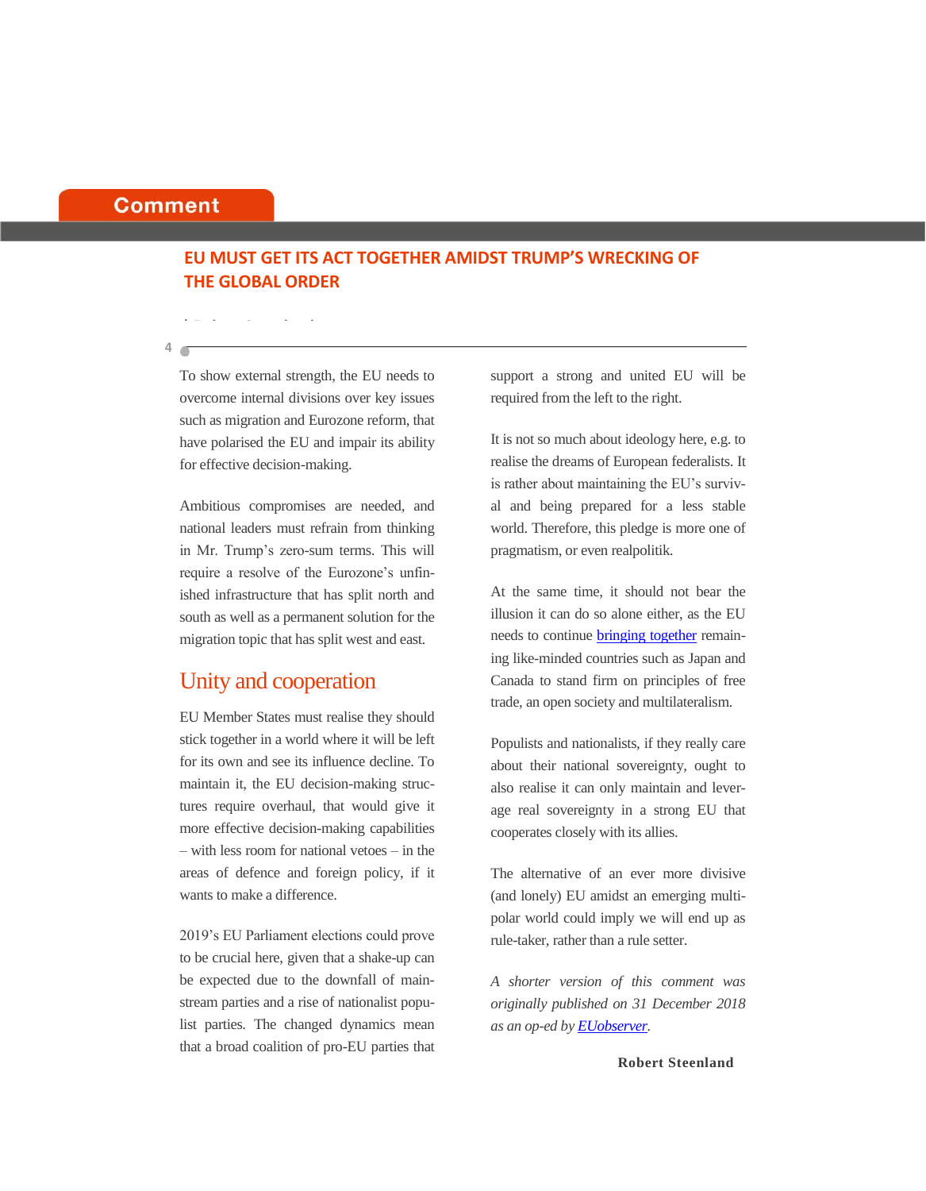Comment

## EU MUST GET ITS ACT TOGETHER AMIDST TRUMP'S WRECKING OF THE GLOBAL ORDER

To show external strength, the EU needs to overcome internal divisions over key issues such as migration and Eurozone reform, that have polarised the EU and impair its ability for effective decision-making.

Ambitious compromises are needed, and national leaders must refrain from thinking in Mr. Trump's zero-sum terms. This will require a resolve of the Eurozone's unfinished infrastructure that has split north and south as well as a permanent solution for the migration topic that has split west and east.

### Unity and cooperation

EU Member States must realise they should stick together in a world where it will be left for its own and see its influence decline. To maintain it, the EU decision-making structures require overhaul, that would give it more effective decision-making capabilities – with less room for national vetoes – in the areas of defence and foreign policy, if it wants to make a difference.

2019's EU Parliament elections could prove to be crucial here, given that a shake-up can be expected due to the downfall of mainstream parties and a rise of nationalist populist parties. The changed dynamics mean that a broad coalition of pro-EU parties that support a strong and united EU will be required from the left to the right.

It is not so much about ideology here, e.g. to realise the dreams of European federalists. It is rather about maintaining the EU's survival and being prepared for a less stable world. Therefore, this pledge is more one of pragmatism, or even realpolitik.

At the same time, it should not bear the illusion it can do so alone either, as the EU needs to continue bringing together remaining like-minded countries such as Japan and Canada to stand firm on principles of free trade, an open society and multilateralism.

Populists and nationalists, if they really care about their national sovereignty, ought to also realise it can only maintain and leverage real sovereignty in a strong EU that cooperates closely with its allies.

The alternative of an ever more divisive (and lonely) EU amidst an emerging multipolar world could imply we will end up as rule-taker, rather than a rule setter.

*A shorter version of this comment was originally published on 31 December 2018 as an op-ed by EUobserver.*

**Robert Steenland**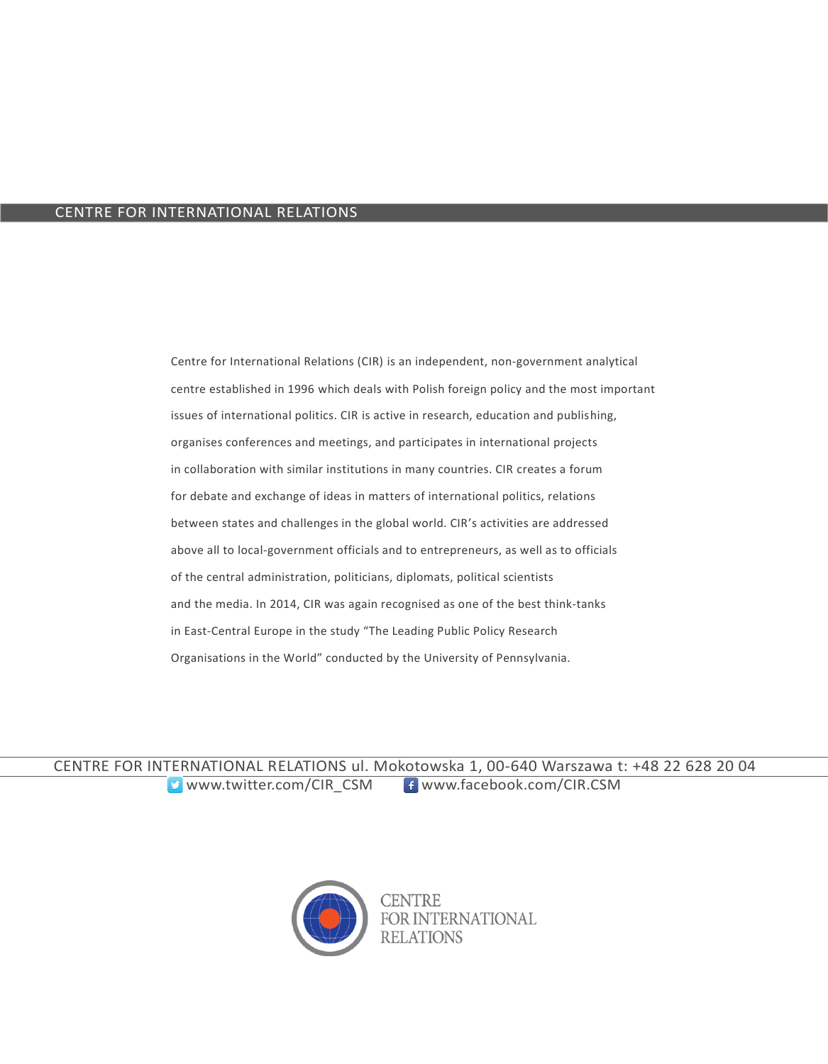CENTRE FOR INTERNATIONAL RELATIONS

Centre for International Relations (CIR) is an independent, non-government analytical centre established in 1996 which deals with Polish foreign policy and the most important issues of international politics. CIR is active in research, education and publishing, organises conferences and meetings, and participates in international projects in collaboration with similar institutions in many countries. CIR creates a forum for debate and exchange of ideas in matters of international politics, relations between states and challenges in the global world. CIR's activities are addressed above all to local-government officials and to entrepreneurs, as well as to officials of the central administration, politicians, diplomats, political scientists and the media. In 2014, CIR was again recognised as one of the best think-tanks in East-Central Europe in the study "The Leading Public Policy Research Organisations in the World" conducted by the University of Pennsylvania.

CENTRE FOR INTERNATIONAL RELATIONS ul. Mokotowska 1, 00-640 Warszawa t: +48 22 628 20 04

www.twitter.com/CIR_CSM www.facebook.com/CIR.CSM

CENTRE FOR INTERNATIONAL RELATIONS